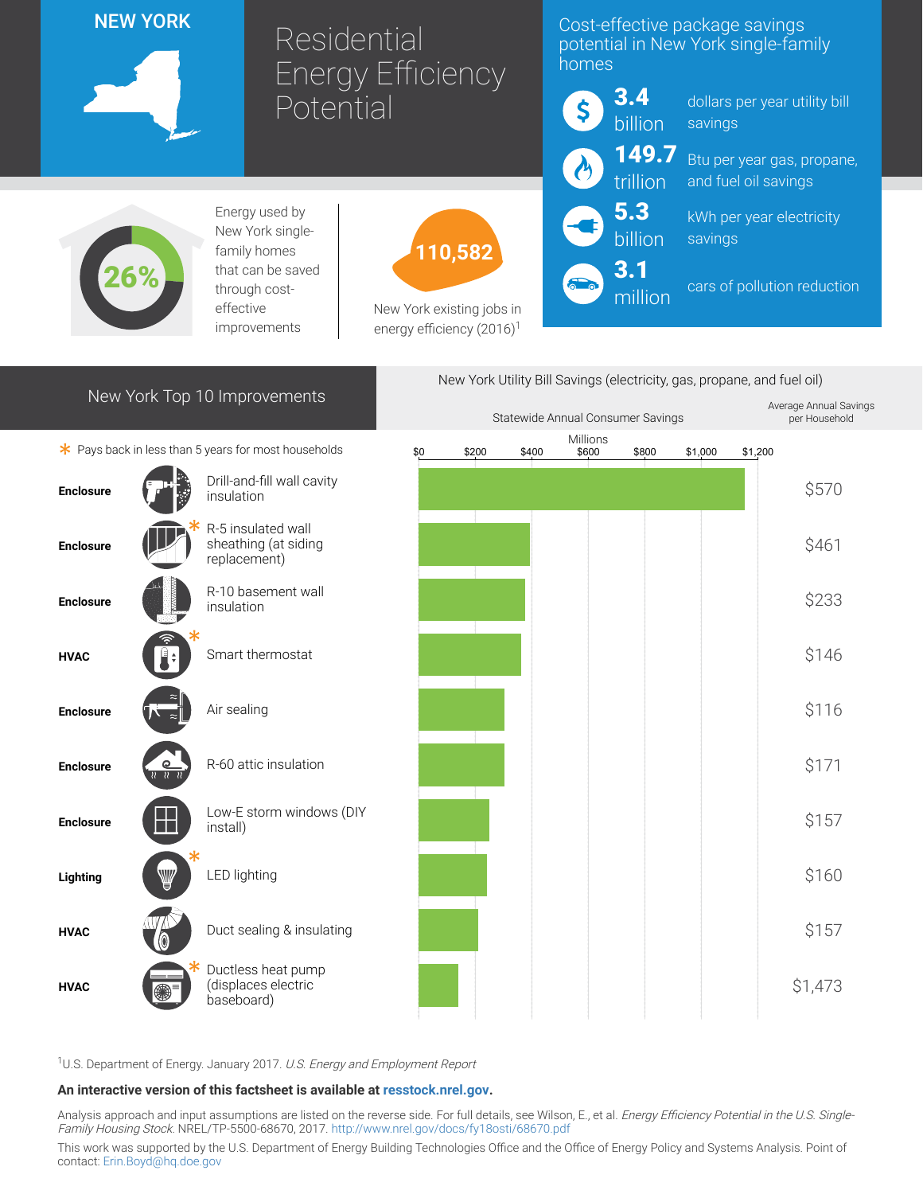# NEW YORK

# Residential Energy Efficiency Potential

## Cost-effective package savings potential in New York single-family homes

- **3.4 billion** dollars per year utility bill savings
- **149.7 trillion** Btu per year gas, propane, and fuel oil savings
- **5.3 billion** kWh per year electricity savings
- **3.1 million** cars of pollution reduction

**26%** Energy used by New York single-family homes that can be saved through cost-effective improvements

**110,582** New York existing jobs in energy efficiency (2016)[1]

## New York Top 10 Improvements

New York Utility Bill Savings (electricity, gas, propane, and fuel oil)

\* Pays back in less than 5 years for most households

| Category | Improvement | Statewide Annual Consumer Savings (Millions) | Average Annual Savings per Household |
|---|---|---|---|
| Enclosure | Drill-and-fill wall cavity insulation | | $570 |
| Enclosure | R-5 insulated wall sheathing (at siding replacement) * | | $461 |
| Enclosure | R-10 basement wall insulation | | $233 |
| HVAC | Smart thermostat * | | $146 |
| Enclosure | Air sealing | | $116 |
| Enclosure | R-60 attic insulation | | $171 |
| Enclosure | Low-E storm windows (DIY install) | | $157 |
| Lighting | LED lighting * | | $160 |
| HVAC | Duct sealing & insulating | | $157 |
| HVAC | Ductless heat pump (displaces electric baseboard) * | | $1,473 |

[1]U.S. Department of Energy. January 2017. *U.S. Energy and Employment Report*

**An interactive version of this factsheet is available at resstock.nrel.gov.**

Analysis approach and input assumptions are listed on the reverse side. For full details, see Wilson, E., et al. *Energy Efficiency Potential in the U.S. Single-Family Housing Stock*. NREL/TP-5500-68670, 2017. http://www.nrel.gov/docs/fy18osti/68670.pdf

This work was supported by the U.S. Department of Energy Building Technologies Office and the Office of Energy Policy and Systems Analysis. Point of contact: Erin.Boyd@hq.doe.gov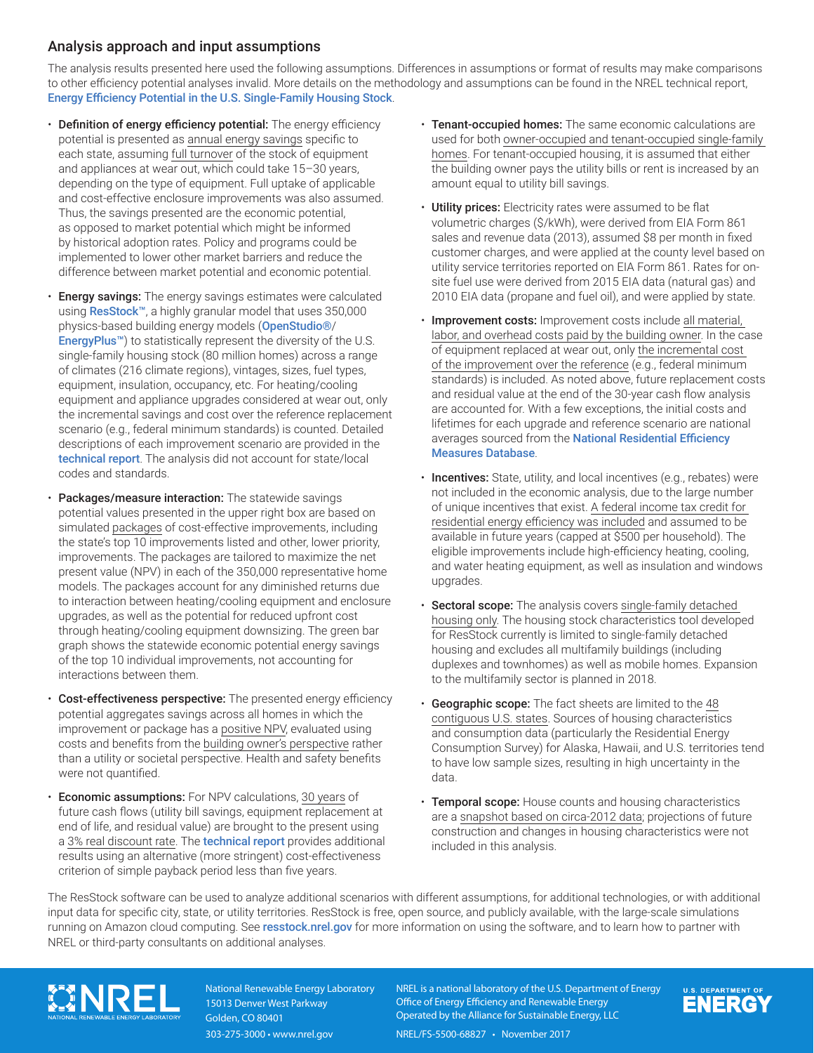## Analysis approach and input assumptions

The analysis results presented here used the following assumptions. Differences in assumptions or format of results may make comparisons to other efficiency potential analyses invalid. More details on the methodology and assumptions can be found in the NREL technical report, Energy Efficiency Potential in the U.S. Single-Family Housing Stock.

- **Definition of energy efficiency potential:** The energy efficiency potential is presented as annual energy savings specific to each state, assuming full turnover of the stock of equipment and appliances at wear out, which could take 15–30 years, depending on the type of equipment. Full uptake of applicable and cost-effective enclosure improvements was also assumed. Thus, the savings presented are the economic potential, as opposed to market potential which might be informed by historical adoption rates. Policy and programs could be implemented to lower other market barriers and reduce the difference between market potential and economic potential.
- **Energy savings:** The energy savings estimates were calculated using ResStock™, a highly granular model that uses 350,000 physics-based building energy models (OpenStudio®/ EnergyPlus™) to statistically represent the diversity of the U.S. single-family housing stock (80 million homes) across a range of climates (216 climate regions), vintages, sizes, fuel types, equipment, insulation, occupancy, etc. For heating/cooling equipment and appliance upgrades considered at wear out, only the incremental savings and cost over the reference replacement scenario (e.g., federal minimum standards) is counted. Detailed descriptions of each improvement scenario are provided in the technical report. The analysis did not account for state/local codes and standards.
- **Packages/measure interaction:** The statewide savings potential values presented in the upper right box are based on simulated packages of cost-effective improvements, including the state's top 10 improvements listed and other, lower priority, improvements. The packages are tailored to maximize the net present value (NPV) in each of the 350,000 representative home models. The packages account for any diminished returns due to interaction between heating/cooling equipment and enclosure upgrades, as well as the potential for reduced upfront cost through heating/cooling equipment downsizing. The green bar graph shows the statewide economic potential energy savings of the top 10 individual improvements, not accounting for interactions between them.
- **Cost-effectiveness perspective:** The presented energy efficiency potential aggregates savings across all homes in which the improvement or package has a positive NPV, evaluated using costs and benefits from the building owner's perspective rather than a utility or societal perspective. Health and safety benefits were not quantified.
- **Economic assumptions:** For NPV calculations, 30 years of future cash flows (utility bill savings, equipment replacement at end of life, and residual value) are brought to the present using a 3% real discount rate. The technical report provides additional results using an alternative (more stringent) cost-effectiveness criterion of simple payback period less than five years.
- **Tenant-occupied homes:** The same economic calculations are used for both owner-occupied and tenant-occupied single-family homes. For tenant-occupied housing, it is assumed that either the building owner pays the utility bills or rent is increased by an amount equal to utility bill savings.
- **Utility prices:** Electricity rates were assumed to be flat volumetric charges ($/kWh), were derived from EIA Form 861 sales and revenue data (2013), assumed $8 per month in fixed customer charges, and were applied at the county level based on utility service territories reported on EIA Form 861. Rates for on-site fuel use were derived from 2015 EIA data (natural gas) and 2010 EIA data (propane and fuel oil), and were applied by state.
- **Improvement costs:** Improvement costs include all material, labor, and overhead costs paid by the building owner. In the case of equipment replaced at wear out, only the incremental cost of the improvement over the reference (e.g., federal minimum standards) is included. As noted above, future replacement costs and residual value at the end of the 30-year cash flow analysis are accounted for. With a few exceptions, the initial costs and lifetimes for each upgrade and reference scenario are national averages sourced from the National Residential Efficiency Measures Database.
- **Incentives:** State, utility, and local incentives (e.g., rebates) were not included in the economic analysis, due to the large number of unique incentives that exist. A federal income tax credit for residential energy efficiency was included and assumed to be available in future years (capped at $500 per household). The eligible improvements include high-efficiency heating, cooling, and water heating equipment, as well as insulation and windows upgrades.
- **Sectoral scope:** The analysis covers single-family detached housing only. The housing stock characteristics tool developed for ResStock currently is limited to single-family detached housing and excludes all multifamily buildings (including duplexes and townhomes) as well as mobile homes. Expansion to the multifamily sector is planned in 2018.
- **Geographic scope:** The fact sheets are limited to the 48 contiguous U.S. states. Sources of housing characteristics and consumption data (particularly the Residential Energy Consumption Survey) for Alaska, Hawaii, and U.S. territories tend to have low sample sizes, resulting in high uncertainty in the data.
- **Temporal scope:** House counts and housing characteristics are a snapshot based on circa-2012 data; projections of future construction and changes in housing characteristics were not included in this analysis.

The ResStock software can be used to analyze additional scenarios with different assumptions, for additional technologies, or with additional input data for specific city, state, or utility territories. ResStock is free, open source, and publicly available, with the large-scale simulations running on Amazon cloud computing. See resstock.nrel.gov for more information on using the software, and to learn how to partner with NREL or third-party consultants on additional analyses.

National Renewable Energy Laboratory
15013 Denver West Parkway
Golden, CO 80401
303-275-3000 • www.nrel.gov

NREL is a national laboratory of the U.S. Department of Energy
Office of Energy Efficiency and Renewable Energy
Operated by the Alliance for Sustainable Energy, LLC

NREL/FS-5500-68827 • November 2017